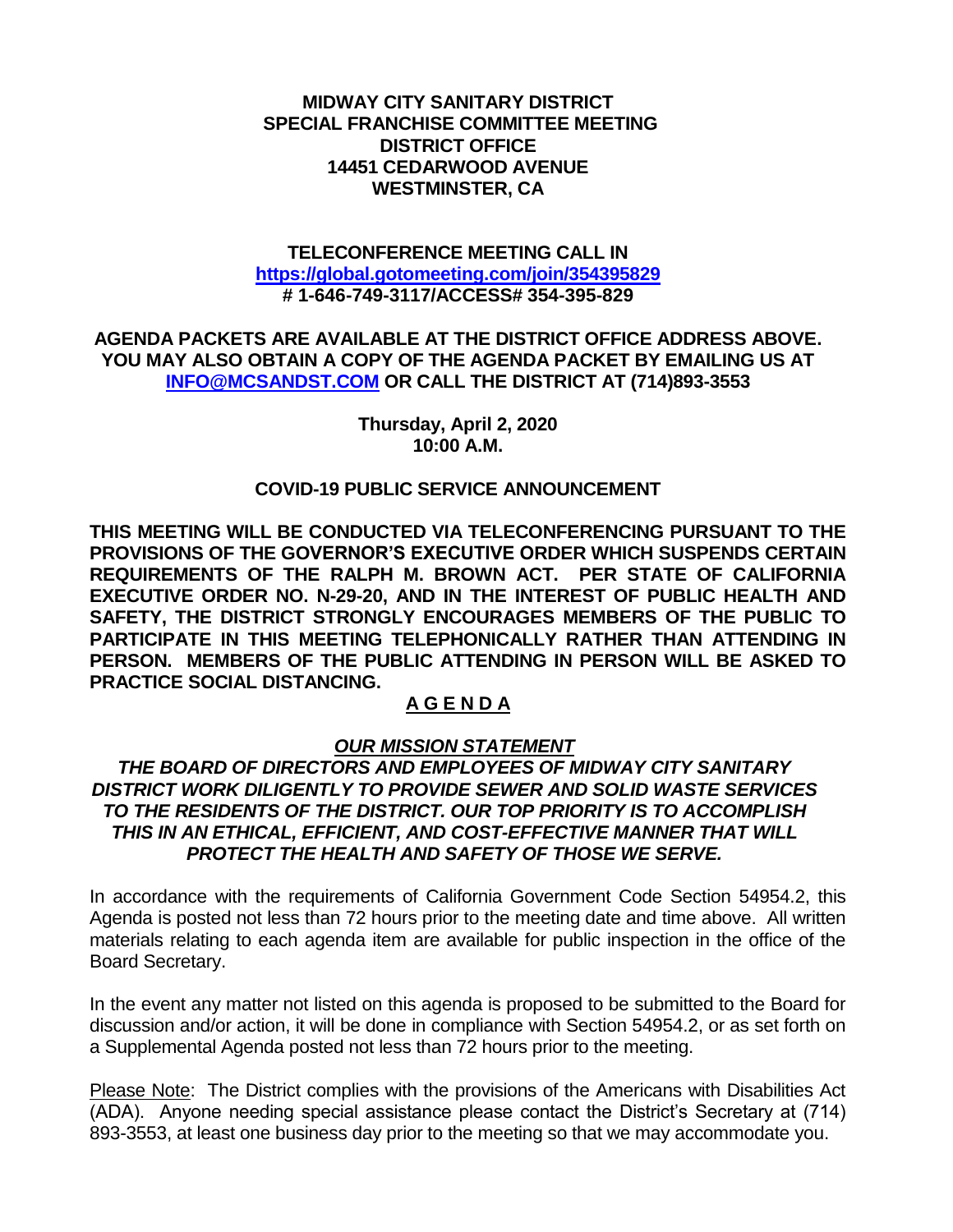**MIDWAY CITY SANITARY DISTRICT**
**SPECIAL FRANCHISE COMMITTEE MEETING**
**DISTRICT OFFICE**
**14451 CEDARWOOD AVENUE**
**WESTMINSTER, CA**

**TELECONFERENCE MEETING CALL IN**
**[https://global.gotomeeting.com/join/354395829](https://global.gotomeeting.com/join/354395829)**
**# 1-646-749-3117/ACCESS# 354-395-829**

**AGENDA PACKETS ARE AVAILABLE AT THE DISTRICT OFFICE ADDRESS ABOVE. YOU MAY ALSO OBTAIN A COPY OF THE AGENDA PACKET BY EMAILING US AT [INFO@MCSANDST.COM](mailto:INFO@MCSANDST.COM) OR CALL THE DISTRICT AT (714)893-3553**

**Thursday, April 2, 2020**
**10:00 A.M.**

**COVID-19 PUBLIC SERVICE ANNOUNCEMENT**

**THIS MEETING WILL BE CONDUCTED VIA TELECONFERENCING PURSUANT TO THE PROVISIONS OF THE GOVERNOR'S EXECUTIVE ORDER WHICH SUSPENDS CERTAIN REQUIREMENTS OF THE RALPH M. BROWN ACT. PER STATE OF CALIFORNIA EXECUTIVE ORDER NO. N-29-20, AND IN THE INTEREST OF PUBLIC HEALTH AND SAFETY, THE DISTRICT STRONGLY ENCOURAGES MEMBERS OF THE PUBLIC TO PARTICIPATE IN THIS MEETING TELEPHONICALLY RATHER THAN ATTENDING IN PERSON. MEMBERS OF THE PUBLIC ATTENDING IN PERSON WILL BE ASKED TO PRACTICE SOCIAL DISTANCING.**

**A G E N D A**

***OUR MISSION STATEMENT***

***THE BOARD OF DIRECTORS AND EMPLOYEES OF MIDWAY CITY SANITARY DISTRICT WORK DILIGENTLY TO PROVIDE SEWER AND SOLID WASTE SERVICES TO THE RESIDENTS OF THE DISTRICT. OUR TOP PRIORITY IS TO ACCOMPLISH THIS IN AN ETHICAL, EFFICIENT, AND COST-EFFECTIVE MANNER THAT WILL PROTECT THE HEALTH AND SAFETY OF THOSE WE SERVE.***

In accordance with the requirements of California Government Code Section 54954.2, this Agenda is posted not less than 72 hours prior to the meeting date and time above. All written materials relating to each agenda item are available for public inspection in the office of the Board Secretary.

In the event any matter not listed on this agenda is proposed to be submitted to the Board for discussion and/or action, it will be done in compliance with Section 54954.2, or as set forth on a Supplemental Agenda posted not less than 72 hours prior to the meeting.

Please Note: The District complies with the provisions of the Americans with Disabilities Act (ADA). Anyone needing special assistance please contact the District's Secretary at (714) 893-3553, at least one business day prior to the meeting so that we may accommodate you.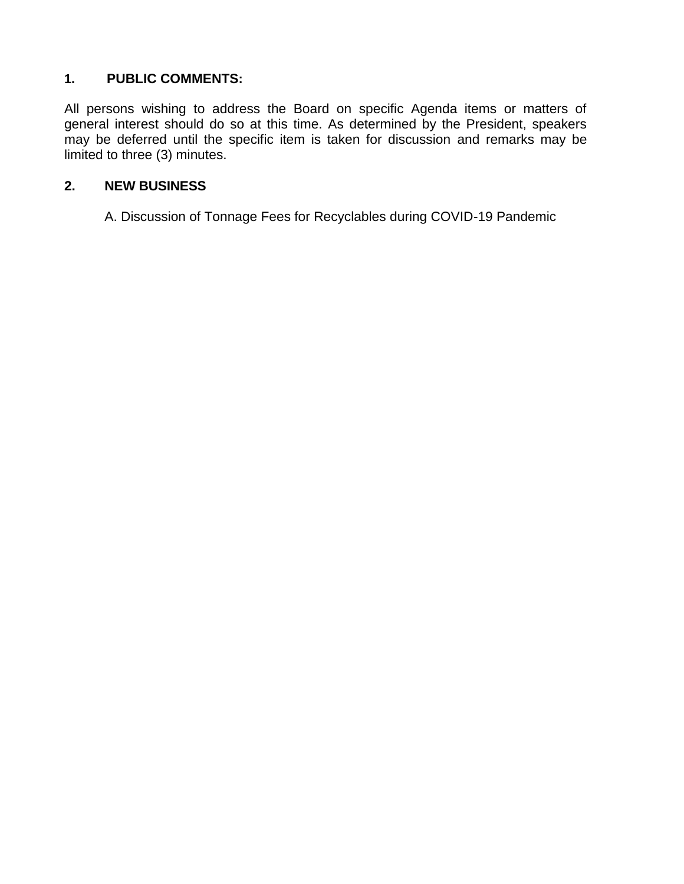**1. PUBLIC COMMENTS:**

All persons wishing to address the Board on specific Agenda items or matters of general interest should do so at this time. As determined by the President, speakers may be deferred until the specific item is taken for discussion and remarks may be limited to three (3) minutes.

**2. NEW BUSINESS**

A. Discussion of Tonnage Fees for Recyclables during COVID-19 Pandemic